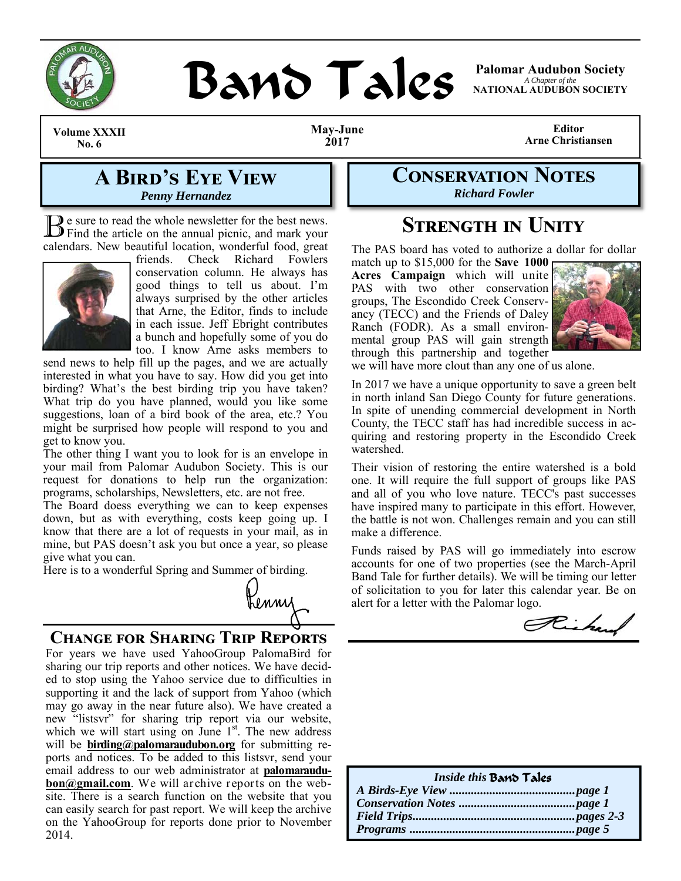# Band Tales

**Palomar Audubon Society**
*A Chapter of the*
**NATIONAL AUDUBON SOCIETY**

**Volume XXXII No. 6** | **May-June 2017** | **Editor Arne Christiansen**

## A Bird's Eye View

***Penny Hernandez***

Be sure to read the whole newsletter for the best news. Find the article on the annual picnic, and mark your calendars. New beautiful location, wonderful food, great friends. Check Richard Fowlers conservation column. He always has good things to tell us about. I'm always surprised by the other articles that Arne, the Editor, finds to include in each issue. Jeff Ebright contributes a bunch and hopefully some of you do too. I know Arne asks members to send news to help fill up the pages, and we are actually interested in what you have to say. How did you get into birding? What's the best birding trip you have taken? What trip do you have planned, would you like some suggestions, loan of a bird book of the area, etc.? You might be surprised how people will respond to you and get to know you.

The other thing I want you to look for is an envelope in your mail from Palomar Audubon Society. This is our request for donations to help run the organization: programs, scholarships, Newsletters, etc. are not free.

The Board doess everything we can to keep expenses down, but as with everything, costs keep going up. I know that there are a lot of requests in your mail, as in mine, but PAS doesn't ask you but once a year, so please give what you can.

Here is to a wonderful Spring and Summer of birding.

Penny

## Change for Sharing Trip Reports

For years we have used YahooGroup PalomaBird for sharing our trip reports and other notices. We have decided to stop using the Yahoo service due to difficulties in supporting it and the lack of support from Yahoo (which may go away in the near future also). We have created a new "listsvr" for sharing trip report via our website, which we will start using on June 1st. The new address will be **birding@palomaraudubon.org** for submitting reports and notices. To be added to this listsvr, send your email address to our web administrator at **palomaraudubon@gmail.com**. We will archive reports on the website. There is a search function on the website that you can easily search for past report. We will keep the archive on the YahooGroup for reports done prior to November 2014.

## Conservation Notes

***Richard Fowler***

## Strength in Unity

The PAS board has voted to authorize a dollar for dollar match up to $15,000 for the **Save 1000 Acres Campaign** which will unite PAS with two other conservation groups, The Escondido Creek Conservancy (TECC) and the Friends of Daley Ranch (FODR). As a small environmental group PAS will gain strength through this partnership and together we will have more clout than any one of us alone.

In 2017 we have a unique opportunity to save a green belt in north inland San Diego County for future generations. In spite of unending commercial development in North County, the TECC staff has had incredible success in acquiring and restoring property in the Escondido Creek watershed.

Their vision of restoring the entire watershed is a bold one. It will require the full support of groups like PAS and all of you who love nature. TECC's past successes have inspired many to participate in this effort. However, the battle is not won. Challenges remain and you can still make a difference.

Funds raised by PAS will go immediately into escrow accounts for one of two properties (see the March-April Band Tale for further details). We will be timing our letter of solicitation to you for later this calendar year. Be on alert for a letter with the Palomar logo.

Richard

***Inside this Band Tales***

***A Birds-Eye View ........................................ page 1***
***Conservation Notes ..................................... page 1***
***Field Trips................................................... pages 2-3***
***Programs ..................................................... page 5***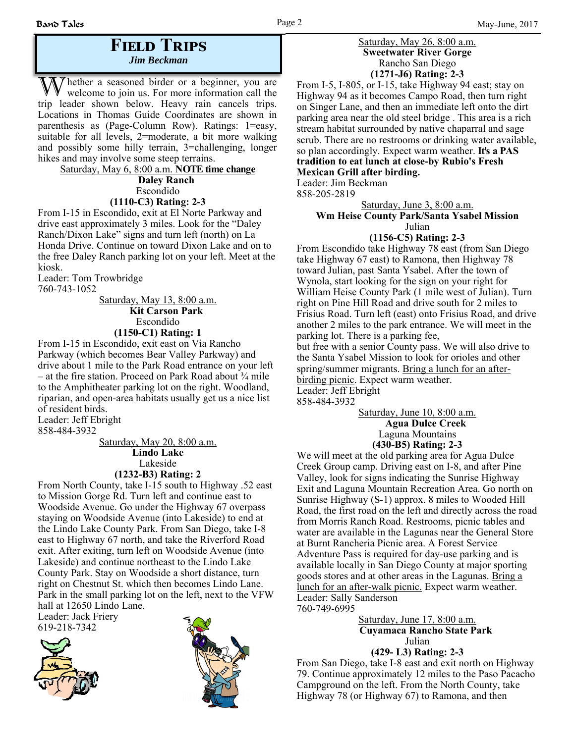# Field Trips

***Jim Beckman***

Whether a seasoned birder or a beginner, you are welcome to join us. For more information call the trip leader shown below. Heavy rain cancels trips. Locations in Thomas Guide Coordinates are shown in parenthesis as (Page-Column Row). Ratings: 1=easy, suitable for all levels, 2=moderate, a bit more walking and possibly some hilly terrain, 3=challenging, longer hikes and may involve some steep terrains.

Saturday, May 6, 8:00 a.m. **NOTE time change**
**Daley Ranch**
Escondido
**(1110-C3) Rating: 2-3**

From I-15 in Escondido, exit at El Norte Parkway and drive east approximately 3 miles. Look for the "Daley Ranch/Dixon Lake" signs and turn left (north) on La Honda Drive. Continue on toward Dixon Lake and on to the free Daley Ranch parking lot on your left. Meet at the kiosk.
Leader: Tom Trowbridge
760-743-1052

Saturday, May 13, 8:00 a.m.
**Kit Carson Park**
Escondido
**(1150-C1) Rating: 1**

From I-15 in Escondido, exit east on Via Rancho Parkway (which becomes Bear Valley Parkway) and drive about 1 mile to the Park Road entrance on your left – at the fire station. Proceed on Park Road about ¾ mile to the Amphitheater parking lot on the right. Woodland, riparian, and open-area habitats usually get us a nice list of resident birds.
Leader: Jeff Ebright
858-484-3932

Saturday, May 20, 8:00 a.m.
**Lindo Lake**
Lakeside
**(1232-B3) Rating: 2**

From North County, take I-15 south to Highway .52 east to Mission Gorge Rd. Turn left and continue east to Woodside Avenue. Go under the Highway 67 overpass staying on Woodside Avenue (into Lakeside) to end at the Lindo Lake County Park. From San Diego, take I-8 east to Highway 67 north, and take the Riverford Road exit. After exiting, turn left on Woodside Avenue (into Lakeside) and continue northeast to the Lindo Lake County Park. Stay on Woodside a short distance, turn right on Chestnut St. which then becomes Lindo Lane. Park in the small parking lot on the left, next to the VFW hall at 12650 Lindo Lane.
Leader: Jack Friery
619-218-7342

Saturday, May 26, 8:00 a.m.
**Sweetwater River Gorge**
Rancho San Diego
**(1271-J6) Rating: 2-3**

From I-5, I-805, or I-15, take Highway 94 east; stay on Highway 94 as it becomes Campo Road, then turn right on Singer Lane, and then an immediate left onto the dirt parking area near the old steel bridge . This area is a rich stream habitat surrounded by native chaparral and sage scrub. There are no restrooms or drinking water available, so plan accordingly. Expect warm weather. **It's a PAS tradition to eat lunch at close-by Rubio's Fresh Mexican Grill after birding.**
Leader: Jim Beckman
858-205-2819

Saturday, June 3, 8:00 a.m.
**Wm Heise County Park/Santa Ysabel Mission**
Julian
**(1156-C5) Rating: 2-3**

From Escondido take Highway 78 east (from San Diego take Highway 67 east) to Ramona, then Highway 78 toward Julian, past Santa Ysabel. After the town of Wynola, start looking for the sign on your right for William Heise County Park (1 mile west of Julian). Turn right on Pine Hill Road and drive south for 2 miles to Frisius Road. Turn left (east) onto Frisius Road, and drive another 2 miles to the park entrance. We will meet in the parking lot. There is a parking fee,
but free with a senior County pass. We will also drive to the Santa Ysabel Mission to look for orioles and other spring/summer migrants. Bring a lunch for an after-birding picnic. Expect warm weather.
Leader: Jeff Ebright
858-484-3932

Saturday, June 10, 8:00 a.m.
**Agua Dulce Creek**
Laguna Mountains
**(430-B5) Rating: 2-3**

We will meet at the old parking area for Agua Dulce Creek Group camp. Driving east on I-8, and after Pine Valley, look for signs indicating the Sunrise Highway Exit and Laguna Mountain Recreation Area. Go north on Sunrise Highway (S-1) approx. 8 miles to Wooded Hill Road, the first road on the left and directly across the road from Morris Ranch Road. Restrooms, picnic tables and water are available in the Lagunas near the General Store at Burnt Rancheria Picnic area. A Forest Service Adventure Pass is required for day-use parking and is available locally in San Diego County at major sporting goods stores and at other areas in the Lagunas. Bring a lunch for an after-walk picnic. Expect warm weather.
Leader: Sally Sanderson
760-749-6995

Saturday, June 17, 8:00 a.m.
**Cuyamaca Rancho State Park**
Julian
**(429- L3) Rating: 2-3**

From San Diego, take I-8 east and exit north on Highway 79. Continue approximately 12 miles to the Paso Pacacho Campground on the left. From the North County, take Highway 78 (or Highway 67) to Ramona, and then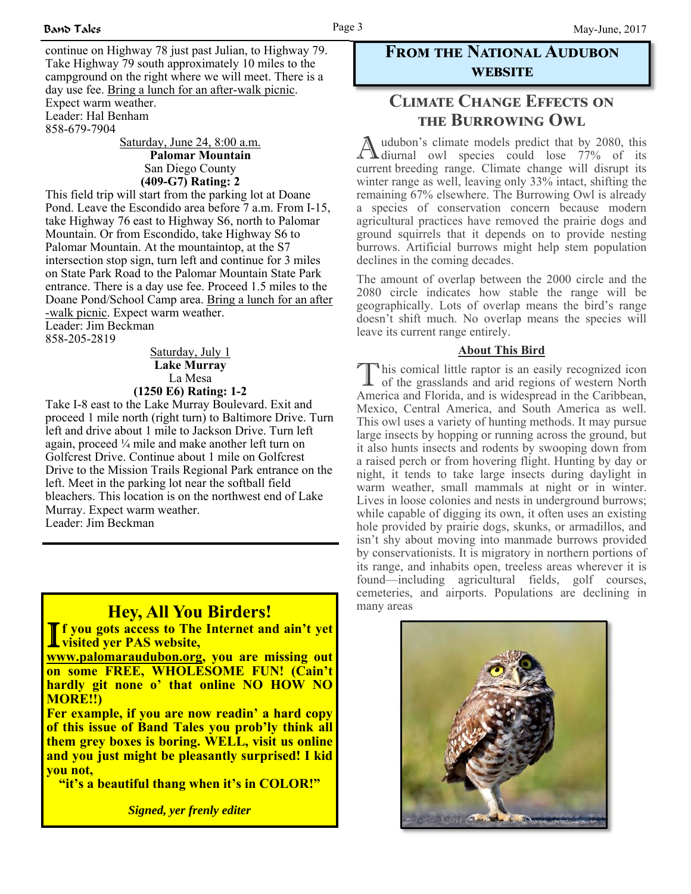continue on Highway 78 just past Julian, to Highway 79. Take Highway 79 south approximately 10 miles to the campground on the right where we will meet. There is a day use fee. Bring a lunch for an after-walk picnic. Expect warm weather.
Leader: Hal Benham
858-679-7904

Saturday, June 24, 8:00 a.m.
**Palomar Mountain**
San Diego County
**(409-G7) Rating: 2**

This field trip will start from the parking lot at Doane Pond. Leave the Escondido area before 7 a.m. From I-15, take Highway 76 east to Highway S6, north to Palomar Mountain. Or from Escondido, take Highway S6 to Palomar Mountain. At the mountaintop, at the S7 intersection stop sign, turn left and continue for 3 miles on State Park Road to the Palomar Mountain State Park entrance. There is a day use fee. Proceed 1.5 miles to the Doane Pond/School Camp area. Bring a lunch for an after-walk picnic. Expect warm weather.
Leader: Jim Beckman
858-205-2819

Saturday, July 1
**Lake Murray**
La Mesa
**(1250 E6) Rating: 1-2**

Take I-8 east to the Lake Murray Boulevard. Exit and proceed 1 mile north (right turn) to Baltimore Drive. Turn left and drive about 1 mile to Jackson Drive. Turn left again, proceed ¼ mile and make another left turn on Golfcrest Drive. Continue about 1 mile on Golfcrest Drive to the Mission Trails Regional Park entrance on the left. Meet in the parking lot near the softball field bleachers. This location is on the northwest end of Lake Murray. Expect warm weather.
Leader: Jim Beckman

## Hey, All You Birders!

**If you gots access to The Internet and ain't yet visited yer PAS website, www.palomaraudubon.org, you are missing out on some FREE, WHOLESOME FUN! (Cain't hardly git none o' that online NO HOW NO MORE!!)**

**Fer example, if you are now readin' a hard copy of this issue of Band Tales you prob'ly think all them grey boxes is boring. WELL, visit us online and you just might be pleasantly surprised! I kid you not,**

**"it's a beautiful thang when it's in COLOR!"**

***Signed, yer frenly editer***

## From the National Audubon Website

## Climate Change Effects on the Burrowing Owl

Audubon's climate models predict that by 2080, this diurnal owl species could lose 77% of its current breeding range. Climate change will disrupt its winter range as well, leaving only 33% intact, shifting the remaining 67% elsewhere. The Burrowing Owl is already a species of conservation concern because modern agricultural practices have removed the prairie dogs and ground squirrels that it depends on to provide nesting burrows. Artificial burrows might help stem population declines in the coming decades.

The amount of overlap between the 2000 circle and the 2080 circle indicates how stable the range will be geographically. Lots of overlap means the bird's range doesn't shift much. No overlap means the species will leave its current range entirely.

### About This Bird

This comical little raptor is an easily recognized icon of the grasslands and arid regions of western North America and Florida, and is widespread in the Caribbean, Mexico, Central America, and South America as well. This owl uses a variety of hunting methods. It may pursue large insects by hopping or running across the ground, but it also hunts insects and rodents by swooping down from a raised perch or from hovering flight. Hunting by day or night, it tends to take large insects during daylight in warm weather, small mammals at night or in winter. Lives in loose colonies and nests in underground burrows; while capable of digging its own, it often uses an existing hole provided by prairie dogs, skunks, or armadillos, and isn't shy about moving into manmade burrows provided by conservationists. It is migratory in northern portions of its range, and inhabits open, treeless areas wherever it is found—including agricultural fields, golf courses, cemeteries, and airports. Populations are declining in many areas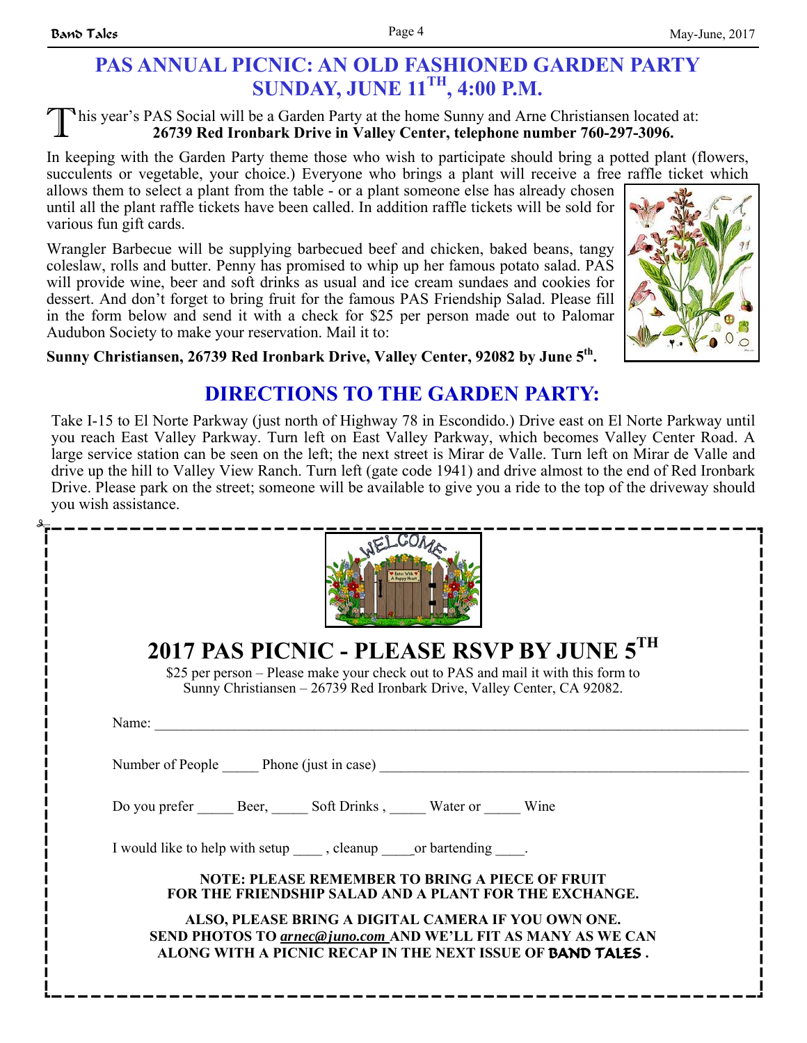# PAS ANNUAL PICNIC: AN OLD FASHIONED GARDEN PARTY
# SUNDAY, JUNE 11TH, 4:00 P.M.

This year's PAS Social will be a Garden Party at the home Sunny and Arne Christiansen located at:
**26739 Red Ironbark Drive in Valley Center, telephone number 760-297-3096.**

In keeping with the Garden Party theme those who wish to participate should bring a potted plant (flowers, succulents or vegetable, your choice.) Everyone who brings a plant will receive a free raffle ticket which allows them to select a plant from the table - or a plant someone else has already chosen until all the plant raffle tickets have been called. In addition raffle tickets will be sold for various fun gift cards.

Wrangler Barbecue will be supplying barbecued beef and chicken, baked beans, tangy coleslaw, rolls and butter. Penny has promised to whip up her famous potato salad. PAS will provide wine, beer and soft drinks as usual and ice cream sundaes and cookies for dessert. And don't forget to bring fruit for the famous PAS Friendship Salad. Please fill in the form below and send it with a check for $25 per person made out to Palomar Audubon Society to make your reservation. Mail it to:

**Sunny Christiansen, 26739 Red Ironbark Drive, Valley Center, 92082 by June 5th.**

## DIRECTIONS TO THE GARDEN PARTY:

Take I-15 to El Norte Parkway (just north of Highway 78 in Escondido.) Drive east on El Norte Parkway until you reach East Valley Parkway. Turn left on East Valley Parkway, which becomes Valley Center Road. A large service station can be seen on the left; the next street is Mirar de Valle. Turn left on Mirar de Valle and drive up the hill to Valley View Ranch. Turn left (gate code 1941) and drive almost to the end of Red Ironbark Drive. Please park on the street; someone will be available to give you a ride to the top of the driveway should you wish assistance.

---

## 2017 PAS PICNIC - PLEASE RSVP BY JUNE 5TH

$25 per person – Please make your check out to PAS and mail it with this form to
Sunny Christiansen – 26739 Red Ironbark Drive, Valley Center, CA 92082.

Name: ______________________________________________

Number of People _____ Phone (just in case) ______________________________

Do you prefer _____ Beer, _____ Soft Drinks , _____ Water or _____ Wine

I would like to help with setup ____ , cleanup ____or bartending ____.

**NOTE: PLEASE REMEMBER TO BRING A PIECE OF FRUIT FOR THE FRIENDSHIP SALAD AND A PLANT FOR THE EXCHANGE.**

**ALSO, PLEASE BRING A DIGITAL CAMERA IF YOU OWN ONE. SEND PHOTOS TO *arnec@juno.com* AND WE'LL FIT AS MANY AS WE CAN ALONG WITH A PICNIC RECAP IN THE NEXT ISSUE OF BAND TALES .**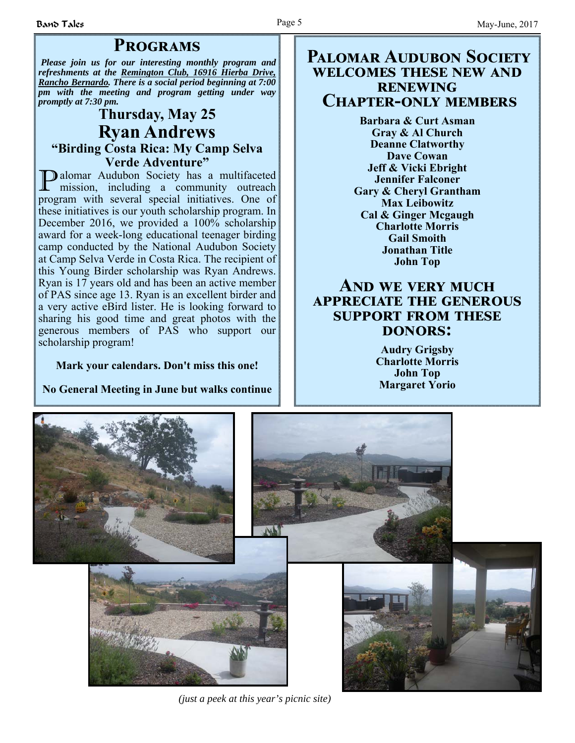## Programs

***Please join us for our interesting monthly program and refreshments at the Remington Club, 16916 Hierba Drive, Rancho Bernardo. There is a social period beginning at 7:00 pm with the meeting and program getting under way promptly at 7:30 pm.***

### Thursday, May 25

### Ryan Andrews

### "Birding Costa Rica: My Camp Selva Verde Adventure"

Palomar Audubon Society has a multifaceted mission, including a community outreach program with several special initiatives. One of these initiatives is our youth scholarship program. In December 2016, we provided a 100% scholarship award for a week-long educational teenager birding camp conducted by the National Audubon Society at Camp Selva Verde in Costa Rica. The recipient of this Young Birder scholarship was Ryan Andrews. Ryan is 17 years old and has been an active member of PAS since age 13. Ryan is an excellent birder and a very active eBird lister. He is looking forward to sharing his good time and great photos with the generous members of PAS who support our scholarship program!

**Mark your calendars. Don't miss this one!**

**No General Meeting in June but walks continue**

## Palomar Audubon Society welcomes these new and renewing Chapter-only members

**Barbara & Curt Asman**
**Gray & Al Church**
**Deanne Clatworthy**
**Dave Cowan**
**Jeff & Vicki Ebright**
**Jennifer Falconer**
**Gary & Cheryl Grantham**
**Max Leibowitz**
**Cal & Ginger Mcgaugh**
**Charlotte Morris**
**Gail Smoith**
**Jonathan Title**
**John Top**

## And we very much appreciate the generous support from these donors:

**Audry Grigsby**
**Charlotte Morris**
**John Top**
**Margaret Yorio**

*(just a peek at this year's picnic site)*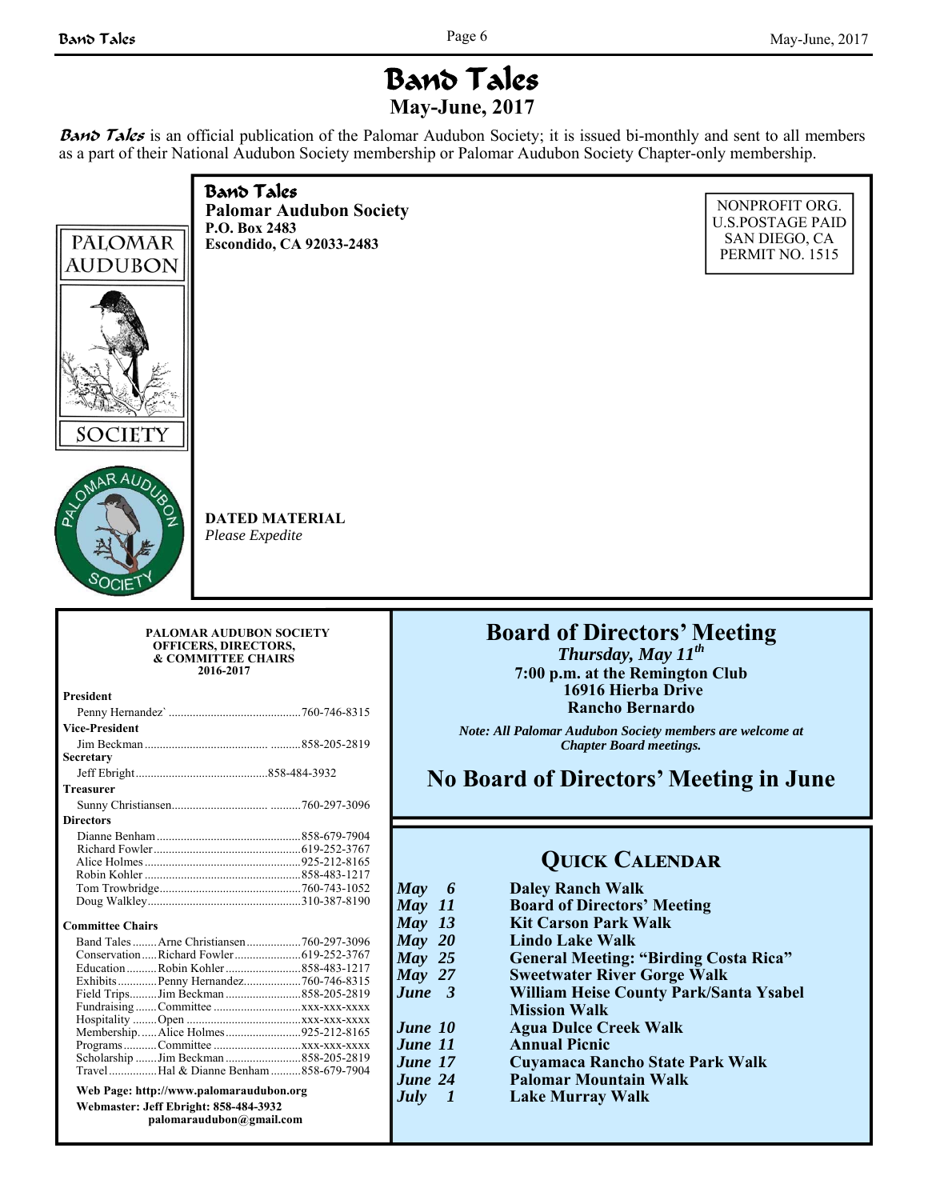# Band Tales

## May-June, 2017

***Band Tales*** is an official publication of the Palomar Audubon Society; it is issued bi-monthly and sent to all members as a part of their National Audubon Society membership or Palomar Audubon Society Chapter-only membership.

PALOMAR AUDUBON SOCIETY

**Band Tales**
**Palomar Audubon Society**
**P.O. Box 2483**
**Escondido, CA 92033-2483**

NONPROFIT ORG.
U.S.POSTAGE PAID
SAN DIEGO, CA
PERMIT NO. 1515

PALOMAR AUDUBON SOCIETY

**DATED MATERIAL**
*Please Expedite*

**PALOMAR AUDUBON SOCIETY OFFICERS, DIRECTORS, & COMMITTEE CHAIRS 2016-2017**

**President**
Penny Hernandez` ............ 760-746-8315

**Vice-President**
Jim Beckman ............ 858-205-2819

**Secretary**
Jeff Ebright ............ 858-484-3932

**Treasurer**
Sunny Christiansen ............ 760-297-3096

**Directors**
Dianne Benham ............ 858-679-7904
Richard Fowler ............ 619-252-3767
Alice Holmes ............ 925-212-8165
Robin Kohler ............ 858-483-1217
Tom Trowbridge ............ 760-743-1052
Doug Walkley ............ 310-387-8190

**Committee Chairs**
Band Tales ........ Arne Christiansen ............ 760-297-3096
Conservation ..... Richard Fowler ............ 619-252-3767
Education .......... Robin Kohler ............ 858-483-1217
Exhibits ............. Penny Hernandez ............ 760-746-8315
Field Trips ......... Jim Beckman ............ 858-205-2819
Fundraising ....... Committee ............ xxx-xxx-xxxx
Hospitality ........ Open ............ xxx-xxx-xxxx
Membership ...... Alice Holmes ............ 925-212-8165
Programs ........... Committee ............ xxx-xxx-xxxx
Scholarship ....... Jim Beckman ............ 858-205-2819
Travel ................ Hal & Dianne Benham ............ 858-679-7904

**Web Page: http://www.palomaraudubon.org**
**Webmaster: Jeff Ebright: 858-484-3932**
**palomaraudubon@gmail.com**

## Board of Directors' Meeting

***Thursday, May 11th***
**7:00 p.m. at the Remington Club**
**16916 Hierba Drive**
**Rancho Bernardo**

***Note: All Palomar Audubon Society members are welcome at Chapter Board meetings.***

## No Board of Directors' Meeting in June

## Quick Calendar

| | |
|---|---|
| ***May 6*** | **Daley Ranch Walk** |
| ***May 11*** | **Board of Directors' Meeting** |
| ***May 13*** | **Kit Carson Park Walk** |
| ***May 20*** | **Lindo Lake Walk** |
| ***May 25*** | **General Meeting: "Birding Costa Rica"** |
| ***May 27*** | **Sweetwater River Gorge Walk** |
| ***June 3*** | **William Heise County Park/Santa Ysabel Mission Walk** |
| ***June 10*** | **Agua Dulce Creek Walk** |
| ***June 11*** | **Annual Picnic** |
| ***June 17*** | **Cuyamaca Rancho State Park Walk** |
| ***June 24*** | **Palomar Mountain Walk** |
| ***July 1*** | **Lake Murray Walk** |